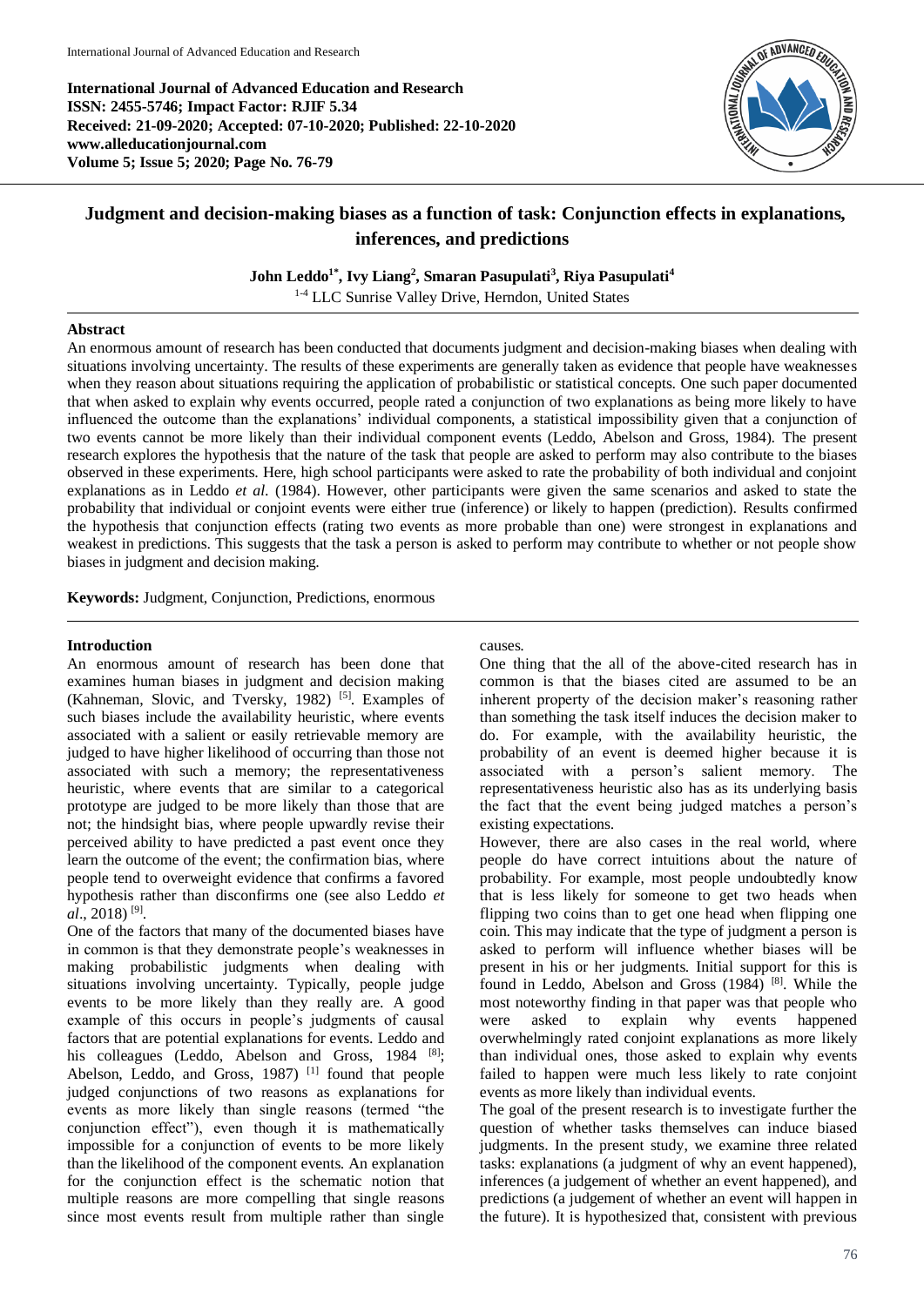**International Journal of Advanced Education and Research**
**ISSN: 2455-5746; Impact Factor: RJIF 5.34**
**Received: 21-09-2020; Accepted: 07-10-2020; Published: 22-10-2020**
**www.alleducationjournal.com**
**Volume 5; Issue 5; 2020; Page No. 76-79**

# Judgment and decision-making biases as a function of task: Conjunction effects in explanations, inferences, and predictions

**John Leddo[1*], Ivy Liang[2], Smaran Pasupulati[3], Riya Pasupulati[4]**

[1-4] LLC Sunrise Valley Drive, Herndon, United States

## Abstract

An enormous amount of research has been conducted that documents judgment and decision-making biases when dealing with situations involving uncertainty. The results of these experiments are generally taken as evidence that people have weaknesses when they reason about situations requiring the application of probabilistic or statistical concepts. One such paper documented that when asked to explain why events occurred, people rated a conjunction of two explanations as being more likely to have influenced the outcome than the explanations' individual components, a statistical impossibility given that a conjunction of two events cannot be more likely than their individual component events (Leddo, Abelson and Gross, 1984). The present research explores the hypothesis that the nature of the task that people are asked to perform may also contribute to the biases observed in these experiments. Here, high school participants were asked to rate the probability of both individual and conjoint explanations as in Leddo *et al.* (1984). However, other participants were given the same scenarios and asked to state the probability that individual or conjoint events were either true (inference) or likely to happen (prediction). Results confirmed the hypothesis that conjunction effects (rating two events as more probable than one) were strongest in explanations and weakest in predictions. This suggests that the task a person is asked to perform may contribute to whether or not people show biases in judgment and decision making.

**Keywords:** Judgment, Conjunction, Predictions, enormous

## Introduction

An enormous amount of research has been done that examines human biases in judgment and decision making (Kahneman, Slovic, and Tversky, 1982) [5]. Examples of such biases include the availability heuristic, where events associated with a salient or easily retrievable memory are judged to have higher likelihood of occurring than those not associated with such a memory; the representativeness heuristic, where events that are similar to a categorical prototype are judged to be more likely than those that are not; the hindsight bias, where people upwardly revise their perceived ability to have predicted a past event once they learn the outcome of the event; the confirmation bias, where people tend to overweight evidence that confirms a favored hypothesis rather than disconfirms one (see also Leddo *et al*., 2018) [9].

One of the factors that many of the documented biases have in common is that they demonstrate people's weaknesses in making probabilistic judgments when dealing with situations involving uncertainty. Typically, people judge events to be more likely than they really are. A good example of this occurs in people's judgments of causal factors that are potential explanations for events. Leddo and his colleagues (Leddo, Abelson and Gross, 1984 [8]; Abelson, Leddo, and Gross, 1987) [1] found that people judged conjunctions of two reasons as explanations for events as more likely than single reasons (termed "the conjunction effect"), even though it is mathematically impossible for a conjunction of events to be more likely than the likelihood of the component events. An explanation for the conjunction effect is the schematic notion that multiple reasons are more compelling that single reasons since most events result from multiple rather than single causes.

One thing that the all of the above-cited research has in common is that the biases cited are assumed to be an inherent property of the decision maker's reasoning rather than something the task itself induces the decision maker to do. For example, with the availability heuristic, the probability of an event is deemed higher because it is associated with a person's salient memory. The representativeness heuristic also has as its underlying basis the fact that the event being judged matches a person's existing expectations.

However, there are also cases in the real world, where people do have correct intuitions about the nature of probability. For example, most people undoubtedly know that is less likely for someone to get two heads when flipping two coins than to get one head when flipping one coin. This may indicate that the type of judgment a person is asked to perform will influence whether biases will be present in his or her judgments. Initial support for this is found in Leddo, Abelson and Gross (1984) [8]. While the most noteworthy finding in that paper was that people who were asked to explain why events happened overwhelmingly rated conjoint explanations as more likely than individual ones, those asked to explain why events failed to happen were much less likely to rate conjoint events as more likely than individual events.

The goal of the present research is to investigate further the question of whether tasks themselves can induce biased judgments. In the present study, we examine three related tasks: explanations (a judgment of why an event happened), inferences (a judgement of whether an event happened), and predictions (a judgement of whether an event will happen in the future). It is hypothesized that, consistent with previous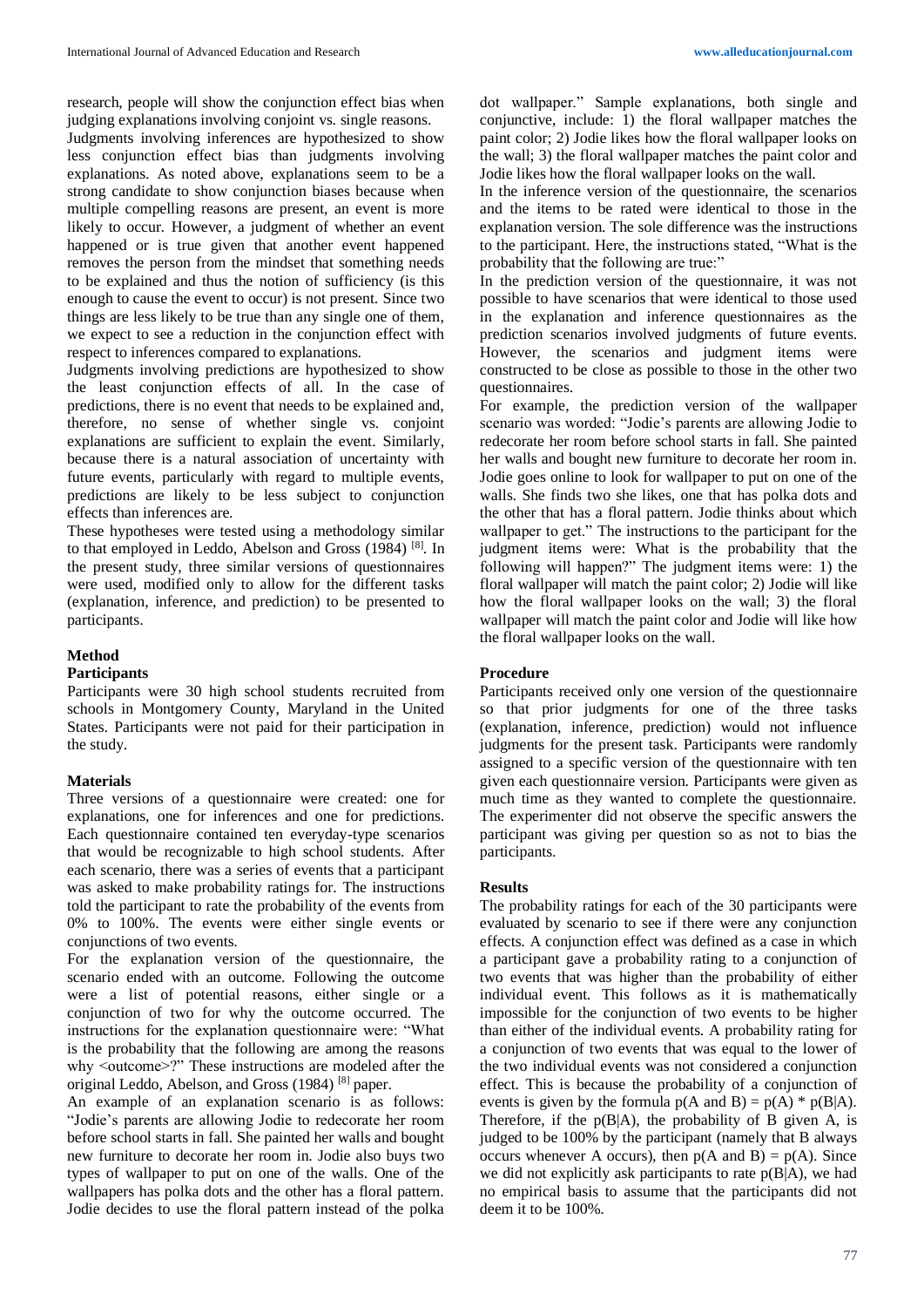research, people will show the conjunction effect bias when judging explanations involving conjoint vs. single reasons.

Judgments involving inferences are hypothesized to show less conjunction effect bias than judgments involving explanations. As noted above, explanations seem to be a strong candidate to show conjunction biases because when multiple compelling reasons are present, an event is more likely to occur. However, a judgment of whether an event happened or is true given that another event happened removes the person from the mindset that something needs to be explained and thus the notion of sufficiency (is this enough to cause the event to occur) is not present. Since two things are less likely to be true than any single one of them, we expect to see a reduction in the conjunction effect with respect to inferences compared to explanations.

Judgments involving predictions are hypothesized to show the least conjunction effects of all. In the case of predictions, there is no event that needs to be explained and, therefore, no sense of whether single vs. conjoint explanations are sufficient to explain the event. Similarly, because there is a natural association of uncertainty with future events, particularly with regard to multiple events, predictions are likely to be less subject to conjunction effects than inferences are.

These hypotheses were tested using a methodology similar to that employed in Leddo, Abelson and Gross (1984) [8]. In the present study, three similar versions of questionnaires were used, modified only to allow for the different tasks (explanation, inference, and prediction) to be presented to participants.

## Method

### Participants

Participants were 30 high school students recruited from schools in Montgomery County, Maryland in the United States. Participants were not paid for their participation in the study.

### Materials

Three versions of a questionnaire were created: one for explanations, one for inferences and one for predictions. Each questionnaire contained ten everyday-type scenarios that would be recognizable to high school students. After each scenario, there was a series of events that a participant was asked to make probability ratings for. The instructions told the participant to rate the probability of the events from 0% to 100%. The events were either single events or conjunctions of two events.

For the explanation version of the questionnaire, the scenario ended with an outcome. Following the outcome were a list of potential reasons, either single or a conjunction of two for why the outcome occurred. The instructions for the explanation questionnaire were: "What is the probability that the following are among the reasons why <outcome>?" These instructions are modeled after the original Leddo, Abelson, and Gross (1984) [8] paper.

An example of an explanation scenario is as follows: "Jodie's parents are allowing Jodie to redecorate her room before school starts in fall. She painted her walls and bought new furniture to decorate her room in. Jodie also buys two types of wallpaper to put on one of the walls. One of the wallpapers has polka dots and the other has a floral pattern. Jodie decides to use the floral pattern instead of the polka dot wallpaper." Sample explanations, both single and conjunctive, include: 1) the floral wallpaper matches the paint color; 2) Jodie likes how the floral wallpaper looks on the wall; 3) the floral wallpaper matches the paint color and Jodie likes how the floral wallpaper looks on the wall.

In the inference version of the questionnaire, the scenarios and the items to be rated were identical to those in the explanation version. The sole difference was the instructions to the participant. Here, the instructions stated, "What is the probability that the following are true:"

In the prediction version of the questionnaire, it was not possible to have scenarios that were identical to those used in the explanation and inference questionnaires as the prediction scenarios involved judgments of future events. However, the scenarios and judgment items were constructed to be close as possible to those in the other two questionnaires.

For example, the prediction version of the wallpaper scenario was worded: "Jodie's parents are allowing Jodie to redecorate her room before school starts in fall. She painted her walls and bought new furniture to decorate her room in. Jodie goes online to look for wallpaper to put on one of the walls. She finds two she likes, one that has polka dots and the other that has a floral pattern. Jodie thinks about which wallpaper to get." The instructions to the participant for the judgment items were: What is the probability that the following will happen?" The judgment items were: 1) the floral wallpaper will match the paint color; 2) Jodie will like how the floral wallpaper looks on the wall; 3) the floral wallpaper will match the paint color and Jodie will like how the floral wallpaper looks on the wall.

### Procedure

Participants received only one version of the questionnaire so that prior judgments for one of the three tasks (explanation, inference, prediction) would not influence judgments for the present task. Participants were randomly assigned to a specific version of the questionnaire with ten given each questionnaire version. Participants were given as much time as they wanted to complete the questionnaire. The experimenter did not observe the specific answers the participant was giving per question so as not to bias the participants.

### Results

The probability ratings for each of the 30 participants were evaluated by scenario to see if there were any conjunction effects. A conjunction effect was defined as a case in which a participant gave a probability rating to a conjunction of two events that was higher than the probability of either individual event. This follows as it is mathematically impossible for the conjunction of two events to be higher than either of the individual events. A probability rating for a conjunction of two events that was equal to the lower of the two individual events was not considered a conjunction effect. This is because the probability of a conjunction of events is given by the formula $p(A \text{ and } B) = p(A) * p(B|A)$. Therefore, if the $p(B|A)$, the probability of B given A, is judged to be 100% by the participant (namely that B always occurs whenever A occurs), then $p(A \text{ and } B) = p(A)$. Since we did not explicitly ask participants to rate $p(B|A)$, we had no empirical basis to assume that the participants did not deem it to be 100%.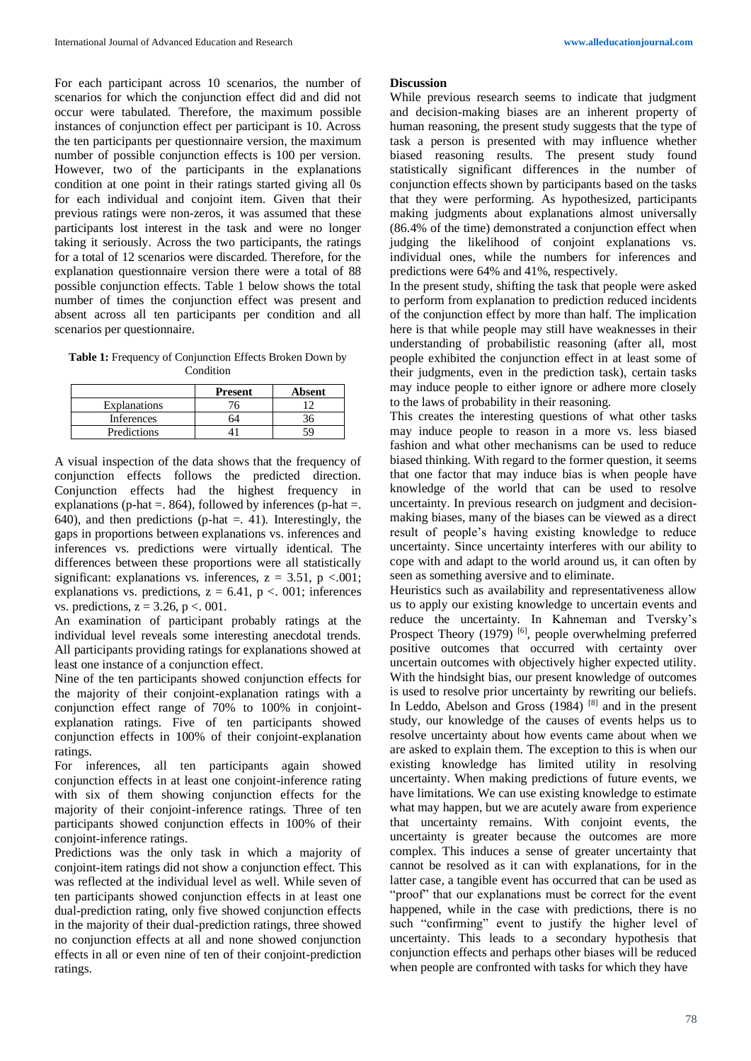For each participant across 10 scenarios, the number of scenarios for which the conjunction effect did and did not occur were tabulated. Therefore, the maximum possible instances of conjunction effect per participant is 10. Across the ten participants per questionnaire version, the maximum number of possible conjunction effects is 100 per version. However, two of the participants in the explanations condition at one point in their ratings started giving all 0s for each individual and conjoint item. Given that their previous ratings were non-zeros, it was assumed that these participants lost interest in the task and were no longer taking it seriously. Across the two participants, the ratings for a total of 12 scenarios were discarded. Therefore, for the explanation questionnaire version there were a total of 88 possible conjunction effects. Table 1 below shows the total number of times the conjunction effect was present and absent across all ten participants per condition and all scenarios per questionnaire.

**Table 1:** Frequency of Conjunction Effects Broken Down by Condition

| | Present | Absent |
|---|---|---|
| Explanations | 76 | 12 |
| Inferences | 64 | 36 |
| Predictions | 41 | 59 |

A visual inspection of the data shows that the frequency of conjunction effects follows the predicted direction. Conjunction effects had the highest frequency in explanations (p-hat =. 864), followed by inferences (p-hat =. 640), and then predictions (p-hat =. 41). Interestingly, the gaps in proportions between explanations vs. inferences and inferences vs. predictions were virtually identical. The differences between these proportions were all statistically significant: explanations vs. inferences, $z = 3.51$, $p < .001$; explanations vs. predictions, $z = 6.41$, $p < .001$; inferences vs. predictions, $z = 3.26$, $p < .001$.

An examination of participant probably ratings at the individual level reveals some interesting anecdotal trends. All participants providing ratings for explanations showed at least one instance of a conjunction effect.

Nine of the ten participants showed conjunction effects for the majority of their conjoint-explanation ratings with a conjunction effect range of 70% to 100% in conjoint-explanation ratings. Five of ten participants showed conjunction effects in 100% of their conjoint-explanation ratings.

For inferences, all ten participants again showed conjunction effects in at least one conjoint-inference rating with six of them showing conjunction effects for the majority of their conjoint-inference ratings. Three of ten participants showed conjunction effects in 100% of their conjoint-inference ratings.

Predictions was the only task in which a majority of conjoint-item ratings did not show a conjunction effect. This was reflected at the individual level as well. While seven of ten participants showed conjunction effects in at least one dual-prediction rating, only five showed conjunction effects in the majority of their dual-prediction ratings, three showed no conjunction effects at all and none showed conjunction effects in all or even nine of ten of their conjoint-prediction ratings.

## Discussion

While previous research seems to indicate that judgment and decision-making biases are an inherent property of human reasoning, the present study suggests that the type of task a person is presented with may influence whether biased reasoning results. The present study found statistically significant differences in the number of conjunction effects shown by participants based on the tasks that they were performing. As hypothesized, participants making judgments about explanations almost universally (86.4% of the time) demonstrated a conjunction effect when judging the likelihood of conjoint explanations vs. individual ones, while the numbers for inferences and predictions were 64% and 41%, respectively.

In the present study, shifting the task that people were asked to perform from explanation to prediction reduced incidents of the conjunction effect by more than half. The implication here is that while people may still have weaknesses in their understanding of probabilistic reasoning (after all, most people exhibited the conjunction effect in at least some of their judgments, even in the prediction task), certain tasks may induce people to either ignore or adhere more closely to the laws of probability in their reasoning.

This creates the interesting questions of what other tasks may induce people to reason in a more vs. less biased fashion and what other mechanisms can be used to reduce biased thinking. With regard to the former question, it seems that one factor that may induce bias is when people have knowledge of the world that can be used to resolve uncertainty. In previous research on judgment and decision-making biases, many of the biases can be viewed as a direct result of people's having existing knowledge to reduce uncertainty. Since uncertainty interferes with our ability to cope with and adapt to the world around us, it can often by seen as something aversive and to eliminate.

Heuristics such as availability and representativeness allow us to apply our existing knowledge to uncertain events and reduce the uncertainty. In Kahneman and Tversky's Prospect Theory (1979) [6], people overwhelming preferred positive outcomes that occurred with certainty over uncertain outcomes with objectively higher expected utility. With the hindsight bias, our present knowledge of outcomes is used to resolve prior uncertainty by rewriting our beliefs. In Leddo, Abelson and Gross (1984) [8] and in the present study, our knowledge of the causes of events helps us to resolve uncertainty about how events came about when we are asked to explain them. The exception to this is when our existing knowledge has limited utility in resolving uncertainty. When making predictions of future events, we have limitations. We can use existing knowledge to estimate what may happen, but we are acutely aware from experience that uncertainty remains. With conjoint events, the uncertainty is greater because the outcomes are more complex. This induces a sense of greater uncertainty that cannot be resolved as it can with explanations, for in the latter case, a tangible event has occurred that can be used as "proof" that our explanations must be correct for the event happened, while in the case with predictions, there is no such "confirming" event to justify the higher level of uncertainty. This leads to a secondary hypothesis that conjunction effects and perhaps other biases will be reduced when people are confronted with tasks for which they have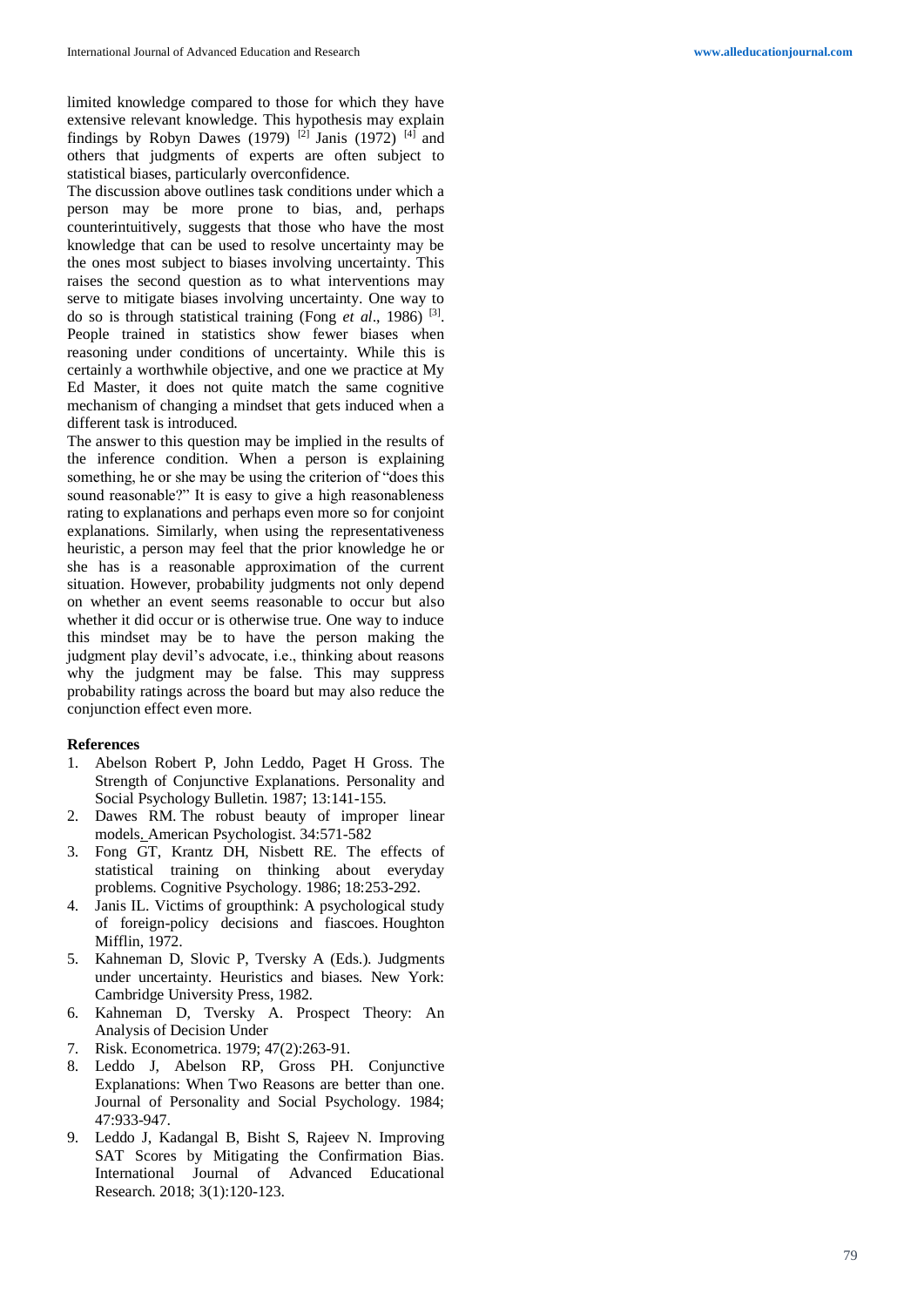limited knowledge compared to those for which they have extensive relevant knowledge. This hypothesis may explain findings by Robyn Dawes (1979) [2] Janis (1972) [4] and others that judgments of experts are often subject to statistical biases, particularly overconfidence.

The discussion above outlines task conditions under which a person may be more prone to bias, and, perhaps counterintuitively, suggests that those who have the most knowledge that can be used to resolve uncertainty may be the ones most subject to biases involving uncertainty. This raises the second question as to what interventions may serve to mitigate biases involving uncertainty. One way to do so is through statistical training (Fong *et al*., 1986) [3]. People trained in statistics show fewer biases when reasoning under conditions of uncertainty. While this is certainly a worthwhile objective, and one we practice at My Ed Master, it does not quite match the same cognitive mechanism of changing a mindset that gets induced when a different task is introduced.

The answer to this question may be implied in the results of the inference condition. When a person is explaining something, he or she may be using the criterion of "does this sound reasonable?" It is easy to give a high reasonableness rating to explanations and perhaps even more so for conjoint explanations. Similarly, when using the representativeness heuristic, a person may feel that the prior knowledge he or she has is a reasonable approximation of the current situation. However, probability judgments not only depend on whether an event seems reasonable to occur but also whether it did occur or is otherwise true. One way to induce this mindset may be to have the person making the judgment play devil's advocate, i.e., thinking about reasons why the judgment may be false. This may suppress probability ratings across the board but may also reduce the conjunction effect even more.

**References**

1. Abelson Robert P, John Leddo, Paget H Gross. The Strength of Conjunctive Explanations. Personality and Social Psychology Bulletin. 1987; 13:141-155.
2. Dawes RM. The robust beauty of improper linear models. American Psychologist. 34:571-582
3. Fong GT, Krantz DH, Nisbett RE. The effects of statistical training on thinking about everyday problems. Cognitive Psychology. 1986; 18:253-292.
4. Janis IL. Victims of groupthink: A psychological study of foreign-policy decisions and fiascoes. Houghton Mifflin, 1972.
5. Kahneman D, Slovic P, Tversky A (Eds.). Judgments under uncertainty. Heuristics and biases. New York: Cambridge University Press, 1982.
6. Kahneman D, Tversky A. Prospect Theory: An Analysis of Decision Under
7. Risk. Econometrica. 1979; 47(2):263-91.
8. Leddo J, Abelson RP, Gross PH. Conjunctive Explanations: When Two Reasons are better than one. Journal of Personality and Social Psychology. 1984; 47:933-947.
9. Leddo J, Kadangal B, Bisht S, Rajeev N. Improving SAT Scores by Mitigating the Confirmation Bias. International Journal of Advanced Educational Research. 2018; 3(1):120-123.